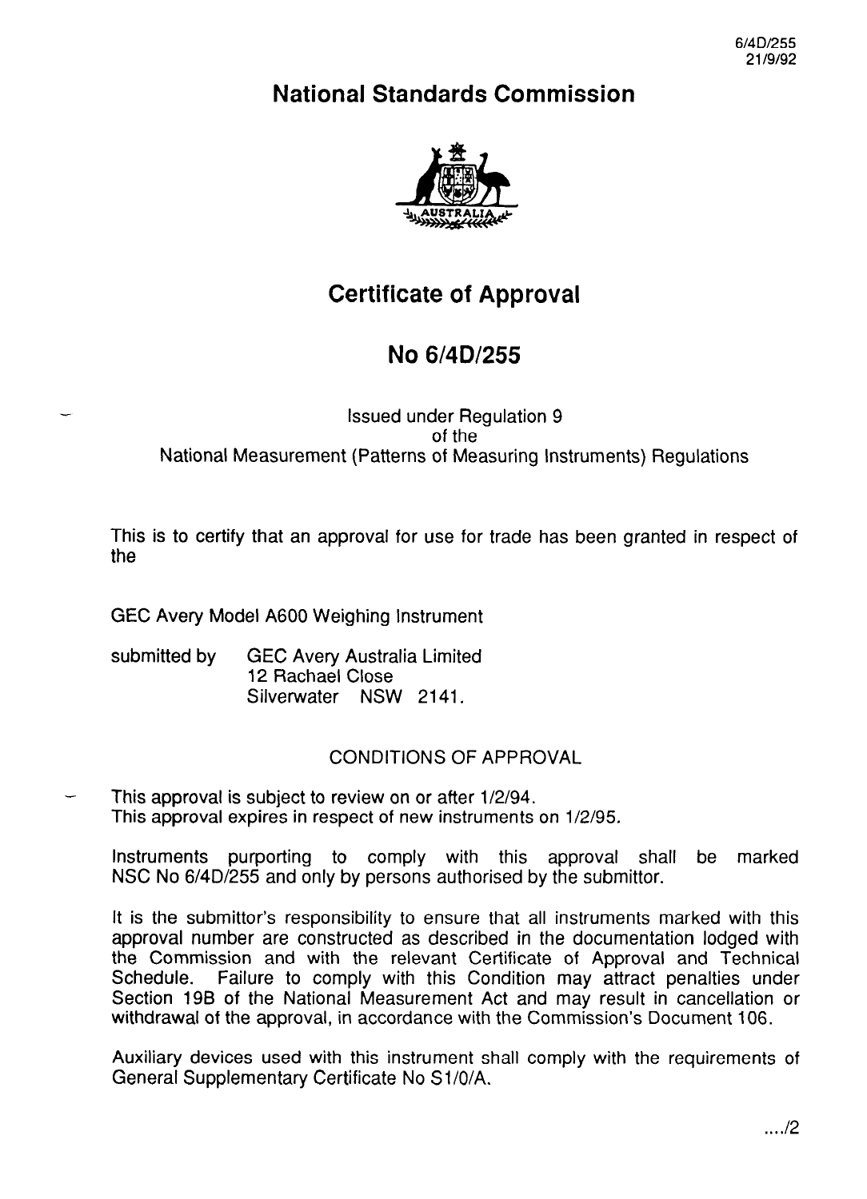6/4D/255
21/9/92

# National Standards Commission

# Certificate of Approval

## No 6/4D/255

Issued under Regulation 9
of the
National Measurement (Patterns of Measuring Instruments) Regulations

This is to certify that an approval for use for trade has been granted in respect of the

GEC Avery Model A600 Weighing Instrument

submitted by GEC Avery Australia Limited
12 Rachael Close
Silverwater NSW 2141.

CONDITIONS OF APPROVAL

This approval is subject to review on or after 1/2/94.
This approval expires in respect of new instruments on 1/2/95.

Instruments purporting to comply with this approval shall be marked NSC No 6/4D/255 and only by persons authorised by the submittor.

It is the submittor's responsibility to ensure that all instruments marked with this approval number are constructed as described in the documentation lodged with the Commission and with the relevant Certificate of Approval and Technical Schedule. Failure to comply with this Condition may attract penalties under Section 19B of the National Measurement Act and may result in cancellation or withdrawal of the approval, in accordance with the Commission's Document 106.

Auxiliary devices used with this instrument shall comply with the requirements of General Supplementary Certificate No S1/0/A.

..../2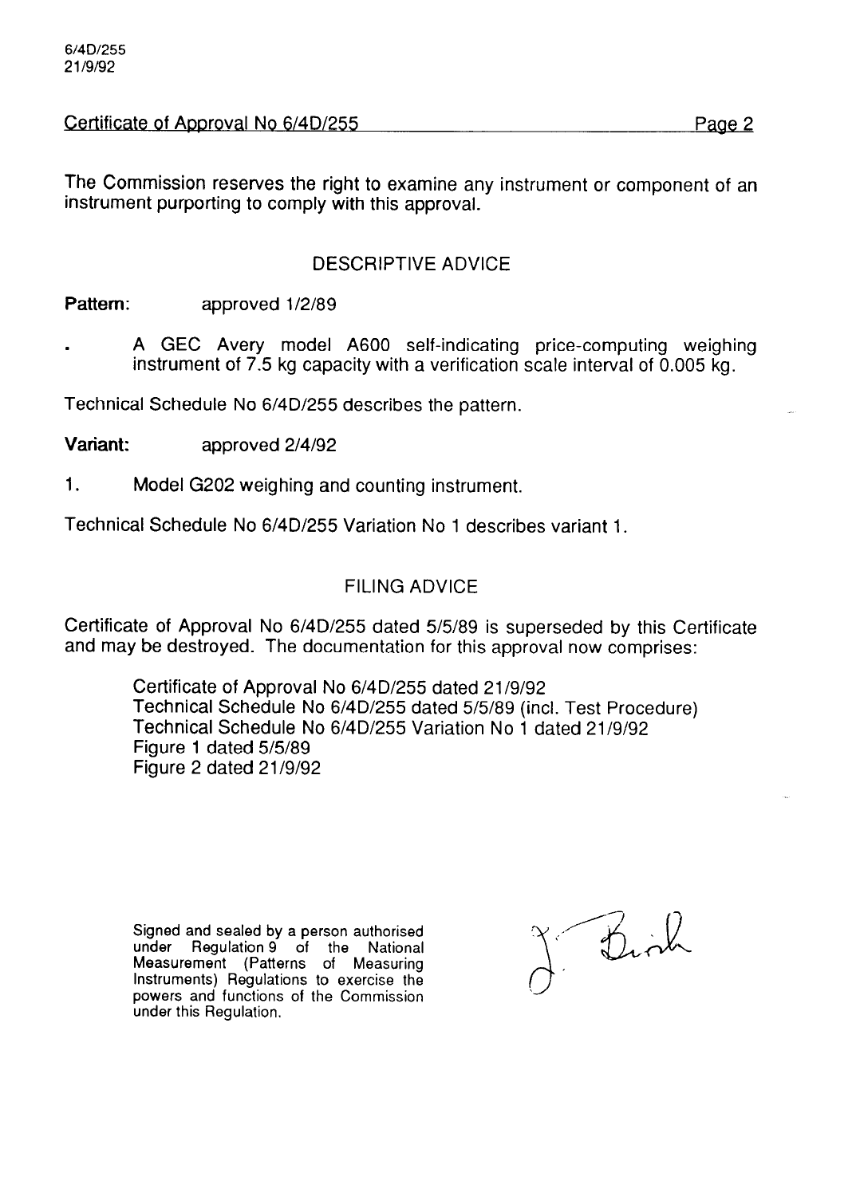The Commission reserves the right to examine any instrument or component of an instrument purporting to comply with this approval.

## DESCRIPTIVE ADVICE

**Pattern:** approved 1/2/89

- A GEC Avery model A600 self-indicating price-computing weighing instrument of 7.5 kg capacity with a verification scale interval of 0.005 kg.

Technical Schedule No 6/4D/255 describes the pattern.

**Variant:** approved 2/4/92

1. Model G202 weighing and counting instrument.

Technical Schedule No 6/4D/255 Variation No 1 describes variant 1.

## FILING ADVICE

Certificate of Approval No 6/4D/255 dated 5/5/89 is superseded by this Certificate and may be destroyed. The documentation for this approval now comprises:

Certificate of Approval No 6/4D/255 dated 21/9/92
Technical Schedule No 6/4D/255 dated 5/5/89 (incl. Test Procedure)
Technical Schedule No 6/4D/255 Variation No 1 dated 21/9/92
Figure 1 dated 5/5/89
Figure 2 dated 21/9/92

Signed and sealed by a person authorised under Regulation 9 of the National Measurement (Patterns of Measuring Instruments) Regulations to exercise the powers and functions of the Commission under this Regulation.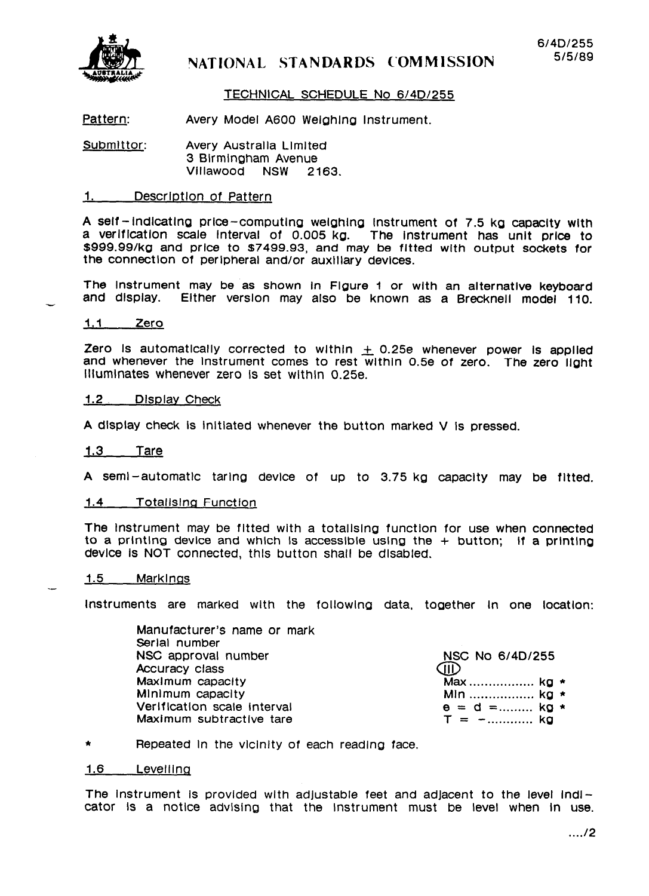# NATIONAL STANDARDS COMMISSION

6/4D/255
5/5/89

## TECHNICAL SCHEDULE No 6/4D/255

Pattern: Avery Model A600 Weighing Instrument.

Submittor: Avery Australia Limited
3 Birmingham Avenue
Villawood NSW 2163.

## 1. Description of Pattern

A self-indicating price-computing weighing instrument of 7.5 kg capacity with a verification scale interval of 0.005 kg. The instrument has unit price to $999.99/kg and price to $7499.93, and may be fitted with output sockets for the connection of peripheral and/or auxiliary devices.

The instrument may be as shown in Figure 1 or with an alternative keyboard and display. Either version may also be known as a Brecknell model 110.

### 1.1 Zero

Zero is automatically corrected to within ± 0.25e whenever power is applied and whenever the instrument comes to rest within 0.5e of zero. The zero light illuminates whenever zero is set within 0.25e.

### 1.2 Display Check

A display check is initiated whenever the button marked V is pressed.

### 1.3 Tare

A semi-automatic taring device of up to 3.75 kg capacity may be fitted.

### 1.4 Totalising Function

The instrument may be fitted with a totalising function for use when connected to a printing device and which is accessible using the + button; if a printing device is NOT connected, this button shall be disabled.

### 1.5 Markings

Instruments are marked with the following data, together in one location:

| | |
|---|---|
| Manufacturer's name or mark | |
| Serial number | |
| NSC approval number | NSC No 6/4D/255 |
| Accuracy class | (III) |
| Maximum capacity | Max ................ kg * |
| Minimum capacity | Min ................ kg * |
| Verification scale interval | e = d = ......... kg * |
| Maximum subtractive tare | T = − ............ kg |

\* Repeated in the vicinity of each reading face.

### 1.6 Levelling

The instrument is provided with adjustable feet and adjacent to the level indicator is a notice advising that the instrument must be level when in use.

..../2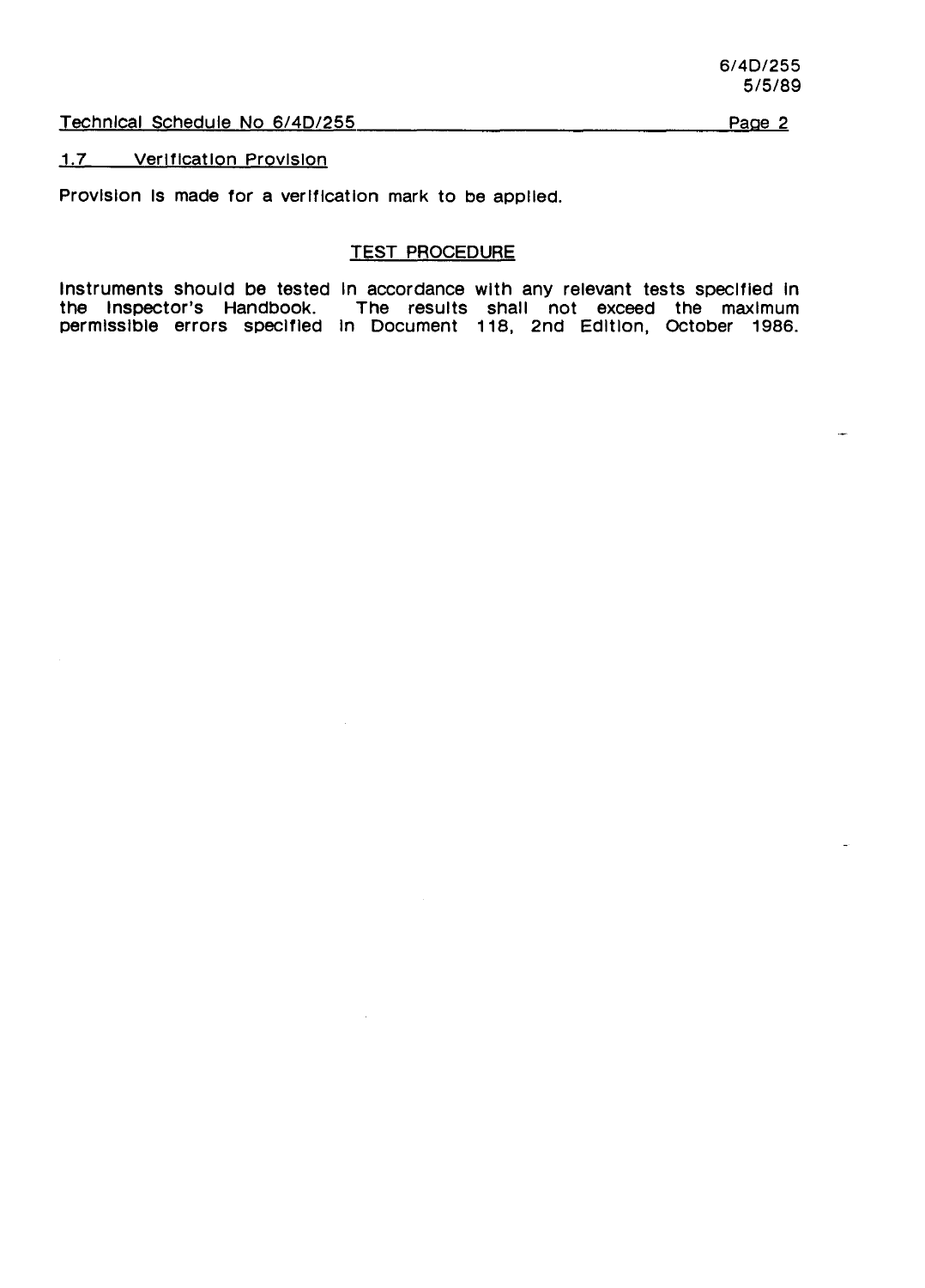### 1.7 Verification Provision

Provision is made for a verification mark to be applied.

## TEST PROCEDURE

Instruments should be tested in accordance with any relevant tests specified in the Inspector's Handbook. The results shall not exceed the maximum permissible errors specified in Document 118, 2nd Edition, October 1986.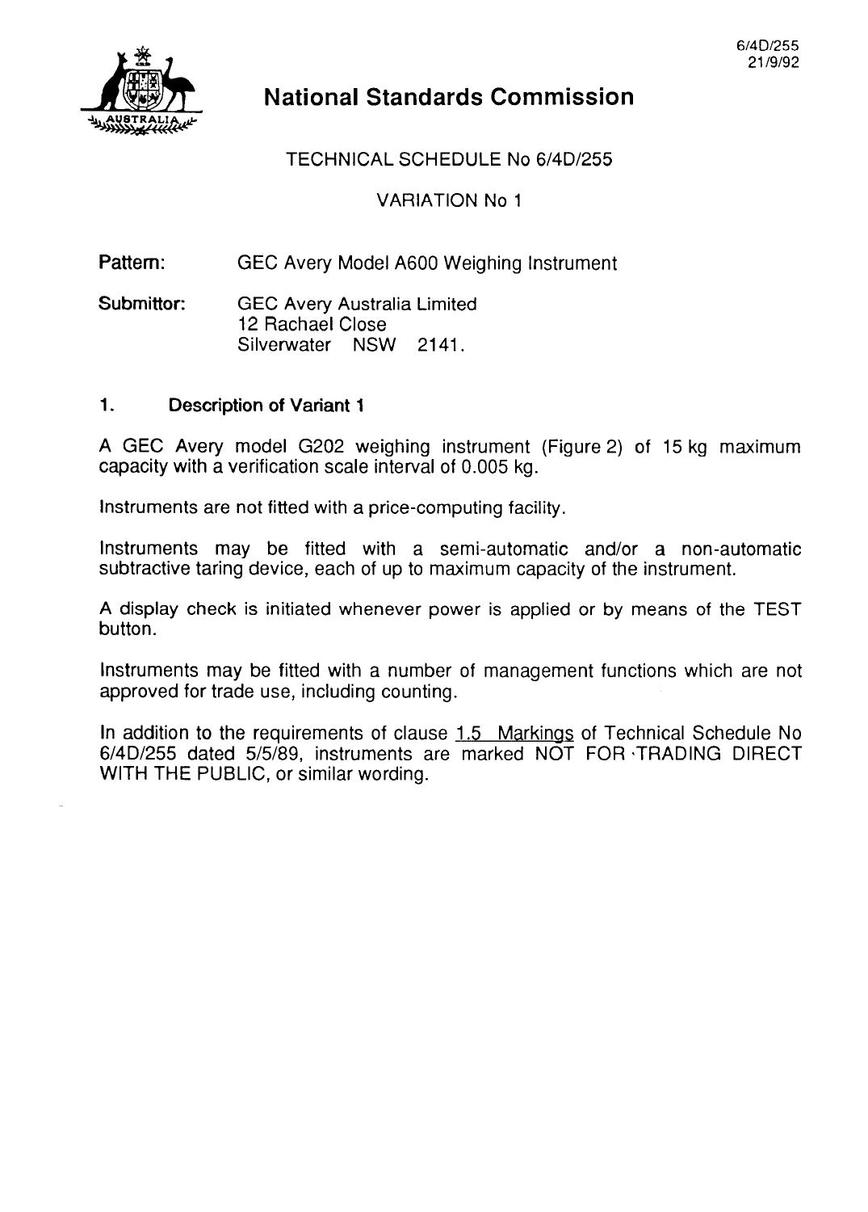# National Standards Commission

TECHNICAL SCHEDULE No 6/4D/255

VARIATION No 1

**Pattern:** GEC Avery Model A600 Weighing Instrument

**Submittor:** GEC Avery Australia Limited
12 Rachael Close
Silverwater NSW 2141.

## 1. Description of Variant 1

A GEC Avery model G202 weighing instrument (Figure 2) of 15 kg maximum capacity with a verification scale interval of 0.005 kg.

Instruments are not fitted with a price-computing facility.

Instruments may be fitted with a semi-automatic and/or a non-automatic subtractive taring device, each of up to maximum capacity of the instrument.

A display check is initiated whenever power is applied or by means of the TEST button.

Instruments may be fitted with a number of management functions which are not approved for trade use, including counting.

In addition to the requirements of clause 1.5 Markings of Technical Schedule No 6/4D/255 dated 5/5/89, instruments are marked NOT FOR TRADING DIRECT WITH THE PUBLIC, or similar wording.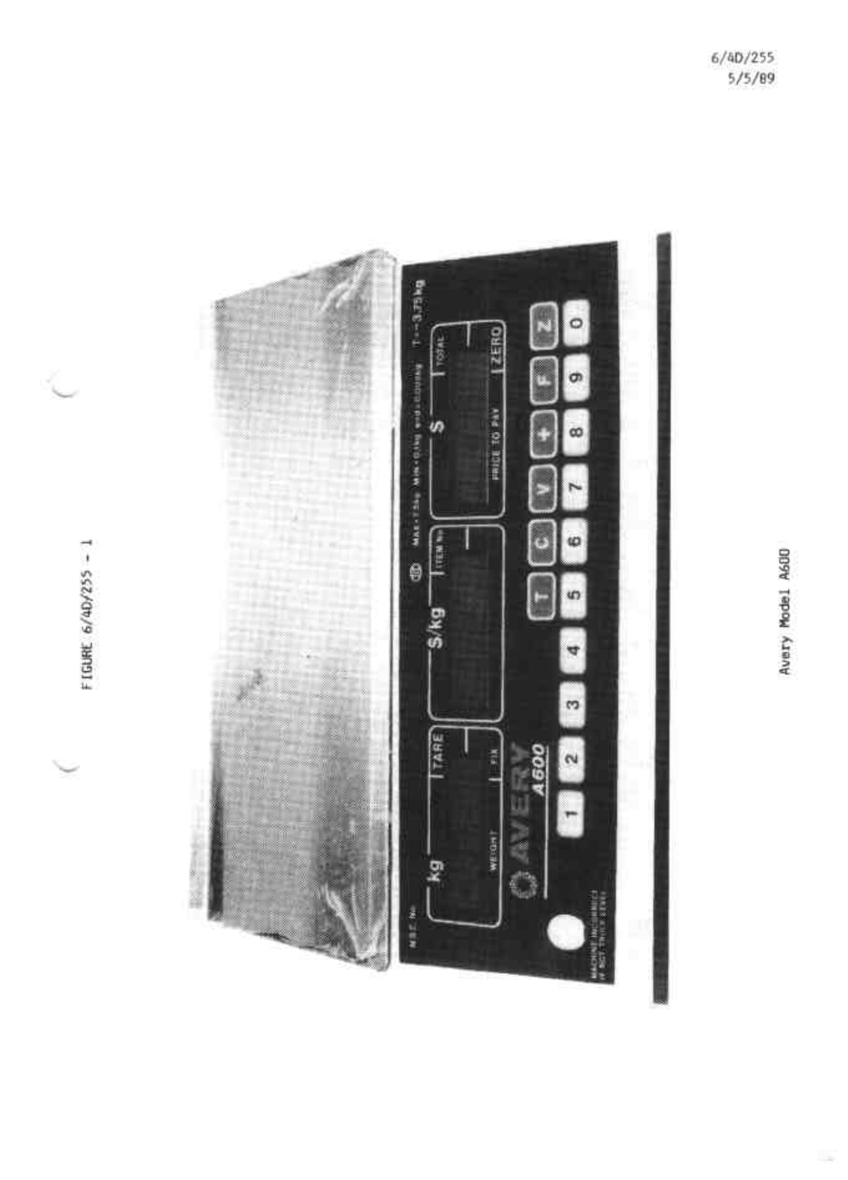6/4D/255
5/5/89

FIGURE 6/4D/255 - 1

Avery Model A600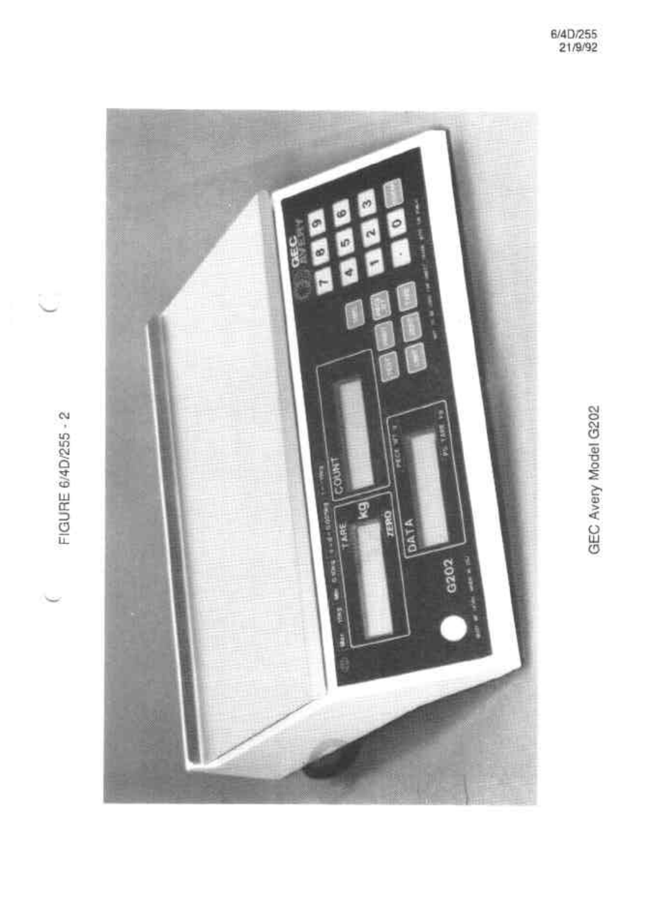6/4D/255
21/9/92

FIGURE 6/4D/255 - 2

GEC Avery Model G202